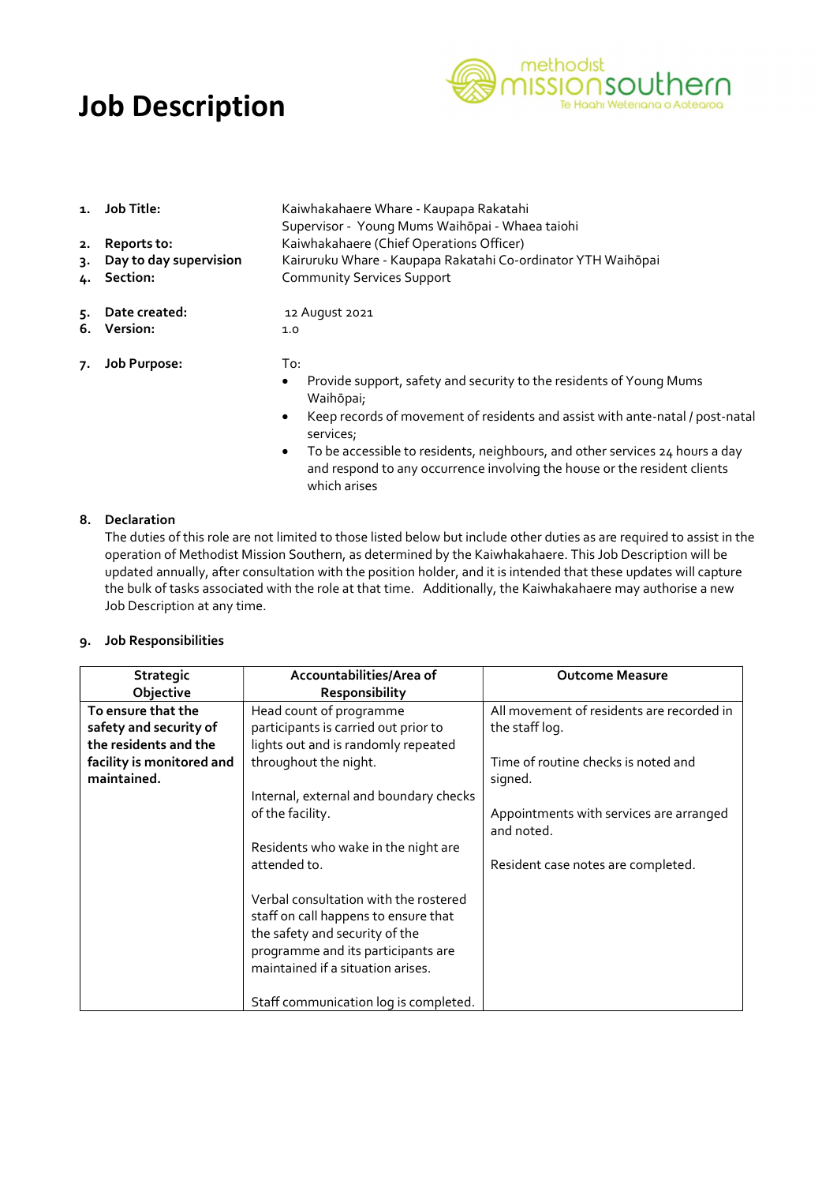# Job Description

methodist missionsouthern
Te Haahi Weteriana o Aotearoa

1. **Job Title:** Kaiwhakahaere Whare - Kaupapa Rakatahi
   Supervisor - Young Mums Waihōpai - Whaea taiohi
2. **Reports to:** Kaiwhakahaere (Chief Operations Officer)
3. **Day to day supervision** Kairuruku Whare - Kaupapa Rakatahi Co-ordinator YTH Waihōpai
4. **Section:** Community Services Support
5. **Date created:** 12 August 2021
6. **Version:** 1.0
7. **Job Purpose:** To:
   - Provide support, safety and security to the residents of Young Mums Waihōpai;
   - Keep records of movement of residents and assist with ante-natal / post-natal services;
   - To be accessible to residents, neighbours, and other services 24 hours a day and respond to any occurrence involving the house or the resident clients which arises

8. **Declaration**

   The duties of this role are not limited to those listed below but include other duties as are required to assist in the operation of Methodist Mission Southern, as determined by the Kaiwhakahaere. This Job Description will be updated annually, after consultation with the position holder, and it is intended that these updates will capture the bulk of tasks associated with the role at that time. Additionally, the Kaiwhakahaere may authorise a new Job Description at any time.

9. **Job Responsibilities**

| Strategic Objective | Accountabilities/Area of Responsibility | Outcome Measure |
|---|---|---|
| **To ensure that the safety and security of the residents and the facility is monitored and maintained.** | Head count of programme participants is carried out prior to lights out and is randomly repeated throughout the night.<br><br>Internal, external and boundary checks of the facility.<br><br>Residents who wake in the night are attended to.<br><br>Verbal consultation with the rostered staff on call happens to ensure that the safety and security of the programme and its participants are maintained if a situation arises.<br><br>Staff communication log is completed. | All movement of residents are recorded in the staff log.<br><br>Time of routine checks is noted and signed.<br><br>Appointments with services are arranged and noted.<br><br>Resident case notes are completed. |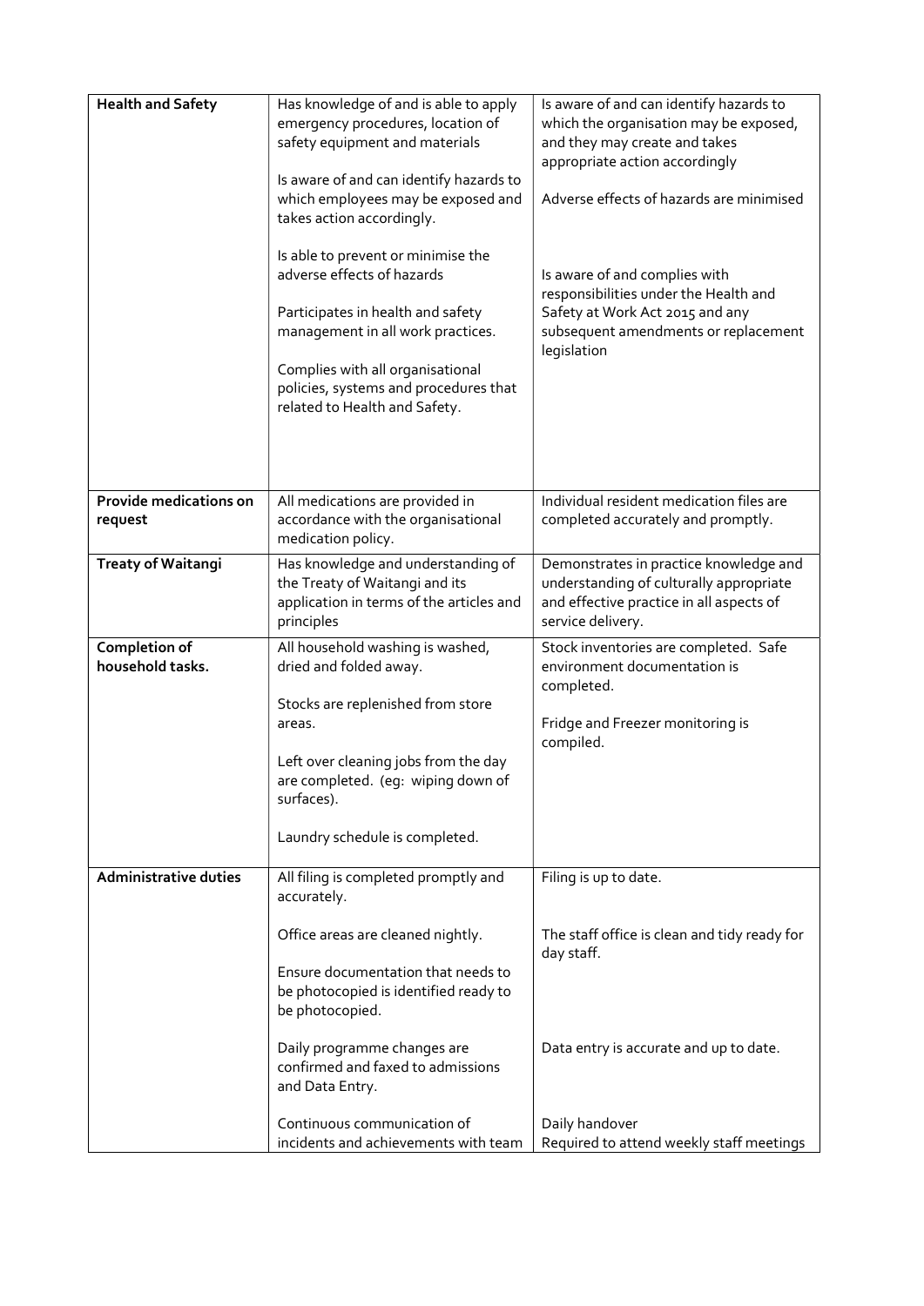| | | |
|---|---|---|
| **Health and Safety** | Has knowledge of and is able to apply emergency procedures, location of safety equipment and materials<br><br>Is aware of and can identify hazards to which employees may be exposed and takes action accordingly.<br><br>Is able to prevent or minimise the adverse effects of hazards<br><br>Participates in health and safety management in all work practices.<br><br>Complies with all organisational policies, systems and procedures that related to Health and Safety. | Is aware of and can identify hazards to which the organisation may be exposed, and they may create and takes appropriate action accordingly<br><br>Adverse effects of hazards are minimised<br><br>Is aware of and complies with responsibilities under the Health and Safety at Work Act 2015 and any subsequent amendments or replacement legislation |
| **Provide medications on request** | All medications are provided in accordance with the organisational medication policy. | Individual resident medication files are completed accurately and promptly. |
| **Treaty of Waitangi** | Has knowledge and understanding of the Treaty of Waitangi and its application in terms of the articles and principles | Demonstrates in practice knowledge and understanding of culturally appropriate and effective practice in all aspects of service delivery. |
| **Completion of household tasks.** | All household washing is washed, dried and folded away.<br><br>Stocks are replenished from store areas.<br><br>Left over cleaning jobs from the day are completed. (eg: wiping down of surfaces).<br><br>Laundry schedule is completed. | Stock inventories are completed. Safe environment documentation is completed.<br><br>Fridge and Freezer monitoring is compiled. |
| **Administrative duties** | All filing is completed promptly and accurately.<br><br>Office areas are cleaned nightly.<br><br>Ensure documentation that needs to be photocopied is identified ready to be photocopied.<br><br>Daily programme changes are confirmed and faxed to admissions and Data Entry.<br><br>Continuous communication of incidents and achievements with team | Filing is up to date.<br><br>The staff office is clean and tidy ready for day staff.<br><br>Data entry is accurate and up to date.<br><br>Daily handover<br>Required to attend weekly staff meetings |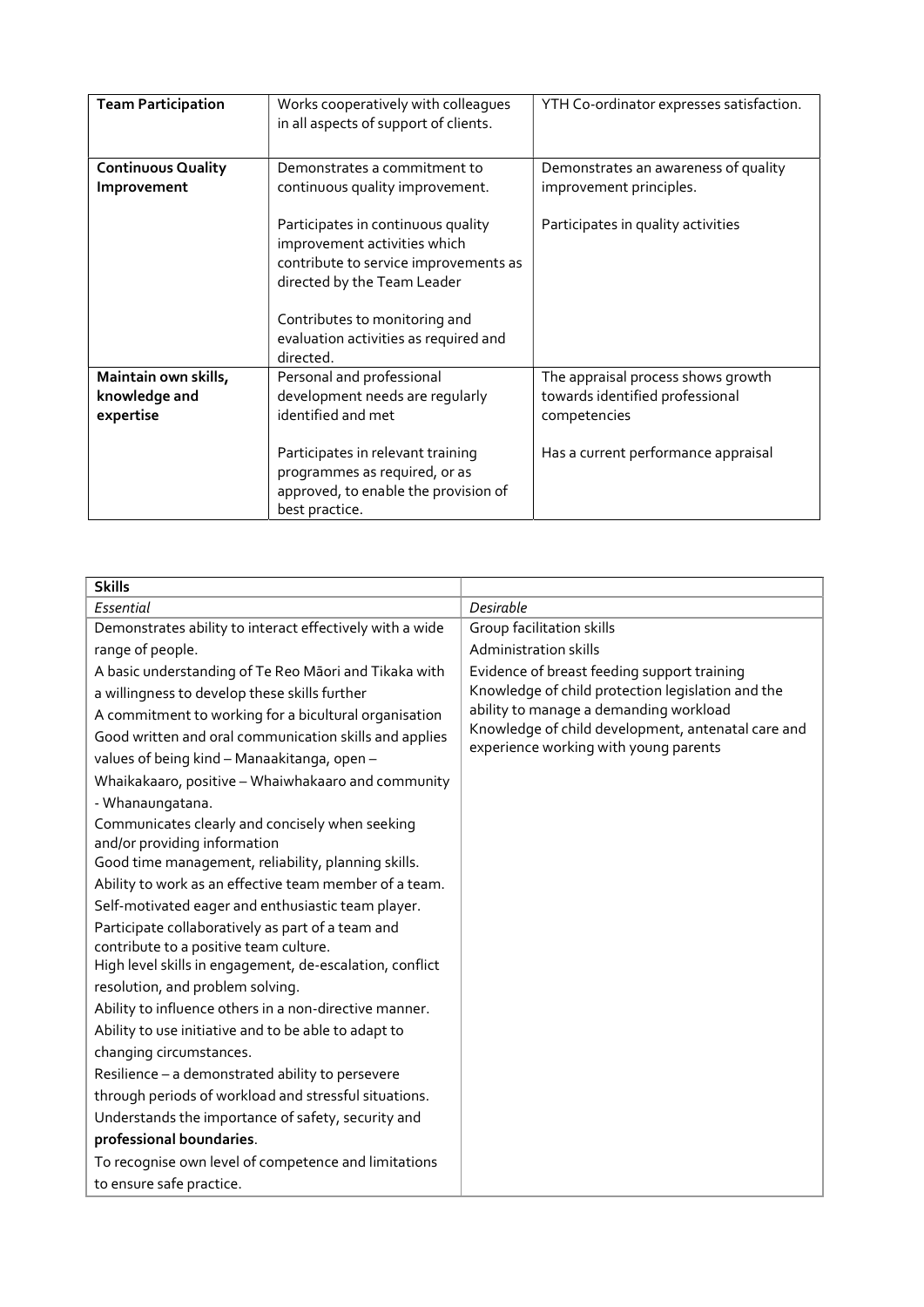| | | |
|---|---|---|
| **Team Participation** | Works cooperatively with colleagues in all aspects of support of clients. | YTH Co-ordinator expresses satisfaction. |
| **Continuous Quality Improvement** | Demonstrates a commitment to continuous quality improvement.<br><br>Participates in continuous quality improvement activities which contribute to service improvements as directed by the Team Leader<br><br>Contributes to monitoring and evaluation activities as required and directed. | Demonstrates an awareness of quality improvement principles.<br><br>Participates in quality activities |
| **Maintain own skills, knowledge and expertise** | Personal and professional development needs are regularly identified and met<br><br>Participates in relevant training programmes as required, or as approved, to enable the provision of best practice. | The appraisal process shows growth towards identified professional competencies<br><br>Has a current performance appraisal |

| **Skills** | |
|---|---|
| *Essential* | *Desirable* |
| Demonstrates ability to interact effectively with a wide range of people.<br>A basic understanding of Te Reo Māori and Tikaka with a willingness to develop these skills further<br>A commitment to working for a bicultural organisation<br>Good written and oral communication skills and applies values of being kind – Manaakitanga, open – Whaikakaaro, positive – Whaiwhakaaro and community - Whanaungatana.<br>Communicates clearly and concisely when seeking and/or providing information<br>Good time management, reliability, planning skills.<br>Ability to work as an effective team member of a team.<br>Self-motivated eager and enthusiastic team player.<br>Participate collaboratively as part of a team and contribute to a positive team culture.<br>High level skills in engagement, de-escalation, conflict resolution, and problem solving.<br>Ability to influence others in a non-directive manner.<br>Ability to use initiative and to be able to adapt to changing circumstances.<br>Resilience – a demonstrated ability to persevere through periods of workload and stressful situations.<br>Understands the importance of safety, security and **professional boundaries**.<br>To recognise own level of competence and limitations to ensure safe practice. | Group facilitation skills<br>Administration skills<br>Evidence of breast feeding support training<br>Knowledge of child protection legislation and the ability to manage a demanding workload<br>Knowledge of child development, antenatal care and experience working with young parents |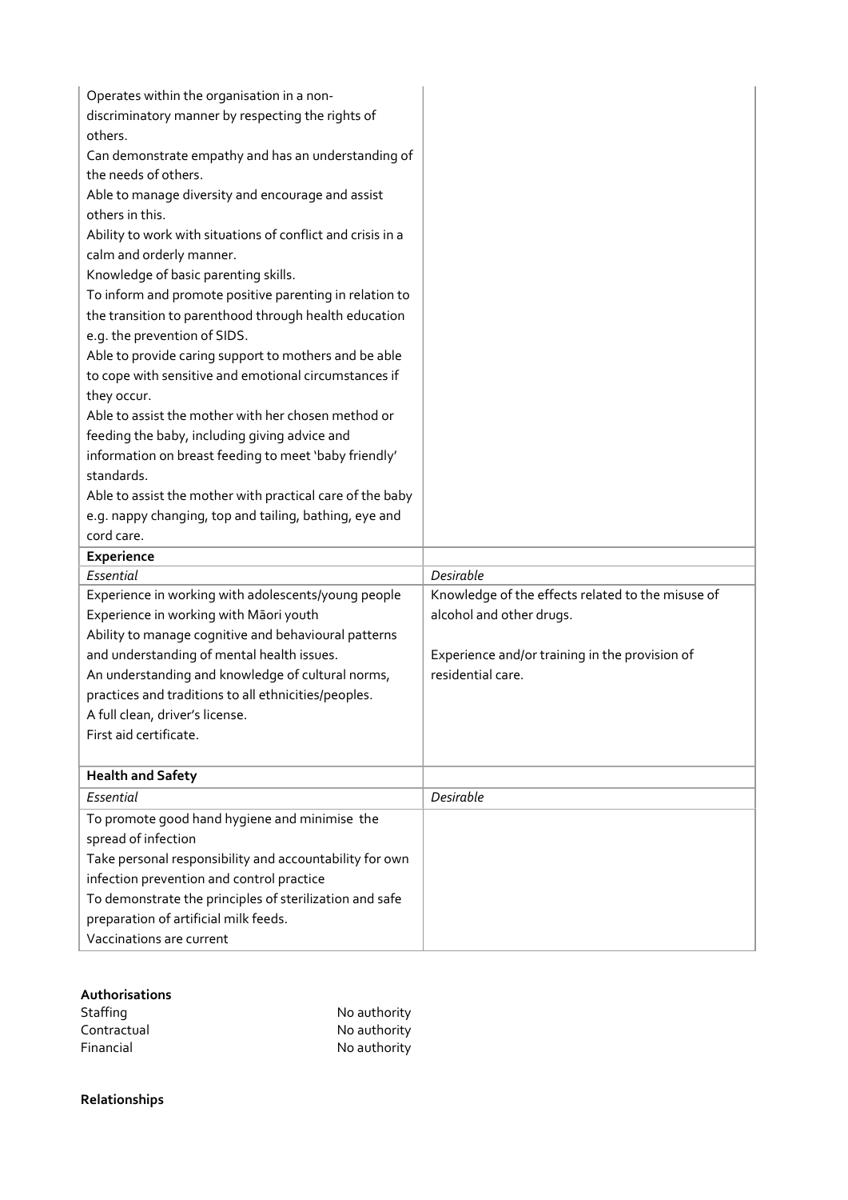| | |
|---|---|
| Operates within the organisation in a non-discriminatory manner by respecting the rights of others.<br>Can demonstrate empathy and has an understanding of the needs of others.<br>Able to manage diversity and encourage and assist others in this.<br>Ability to work with situations of conflict and crisis in a calm and orderly manner.<br>Knowledge of basic parenting skills.<br>To inform and promote positive parenting in relation to the transition to parenthood through health education e.g. the prevention of SIDS.<br>Able to provide caring support to mothers and be able to cope with sensitive and emotional circumstances if they occur.<br>Able to assist the mother with her chosen method or feeding the baby, including giving advice and information on breast feeding to meet 'baby friendly' standards.<br>Able to assist the mother with practical care of the baby e.g. nappy changing, top and tailing, bathing, eye and cord care. | |
| **Experience** | |
| *Essential* | *Desirable* |
| Experience in working with adolescents/young people<br>Experience in working with Māori youth<br>Ability to manage cognitive and behavioural patterns and understanding of mental health issues.<br>An understanding and knowledge of cultural norms, practices and traditions to all ethnicities/peoples.<br>A full clean, driver's license.<br>First aid certificate. | Knowledge of the effects related to the misuse of alcohol and other drugs.<br><br>Experience and/or training in the provision of residential care. |
| **Health and Safety** | |
| *Essential* | *Desirable* |
| To promote good hand hygiene and minimise the spread of infection<br>Take personal responsibility and accountability for own infection prevention and control practice<br>To demonstrate the principles of sterilization and safe preparation of artificial milk feeds.<br>Vaccinations are current | |

**Authorisations**

| | |
|---|---|
| Staffing | No authority |
| Contractual | No authority |
| Financial | No authority |

**Relationships**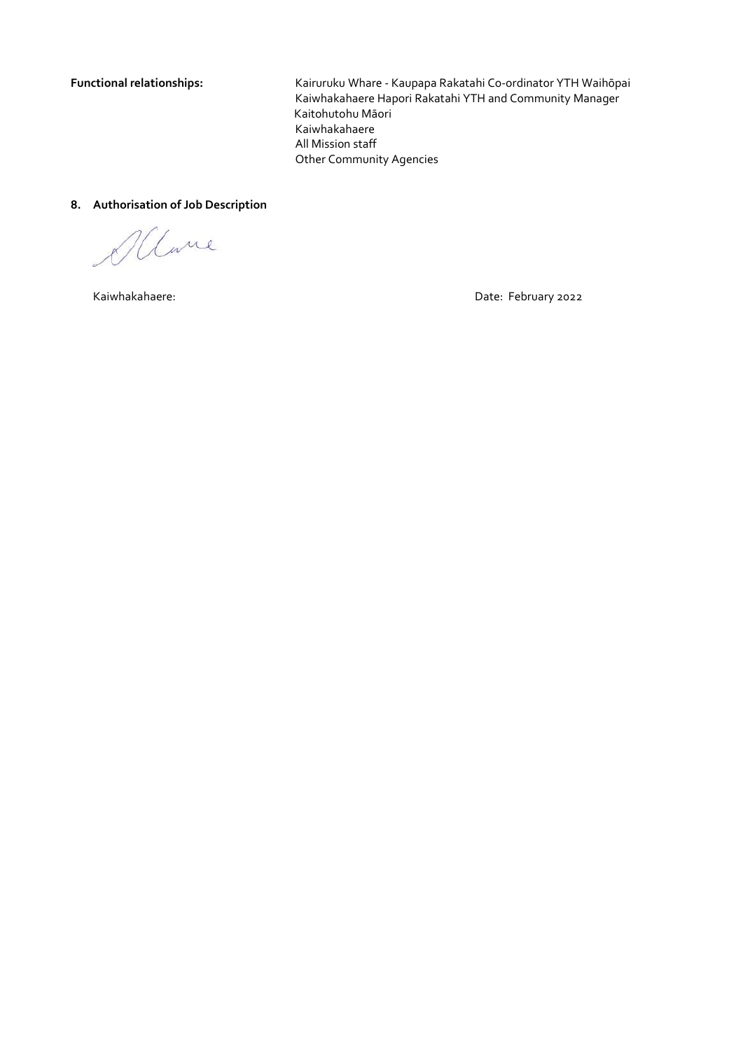**Functional relationships:**

Kairuruku Whare - Kaupapa Rakatahi Co-ordinator YTH Waihōpai
Kaiwhakahaere Hapori Rakatahi YTH and Community Manager
Kaitohutohu Māori
Kaiwhakahaere
All Mission staff
Other Community Agencies

## 8. Authorisation of Job Description

Kaiwhakahaere: Date: February 2022